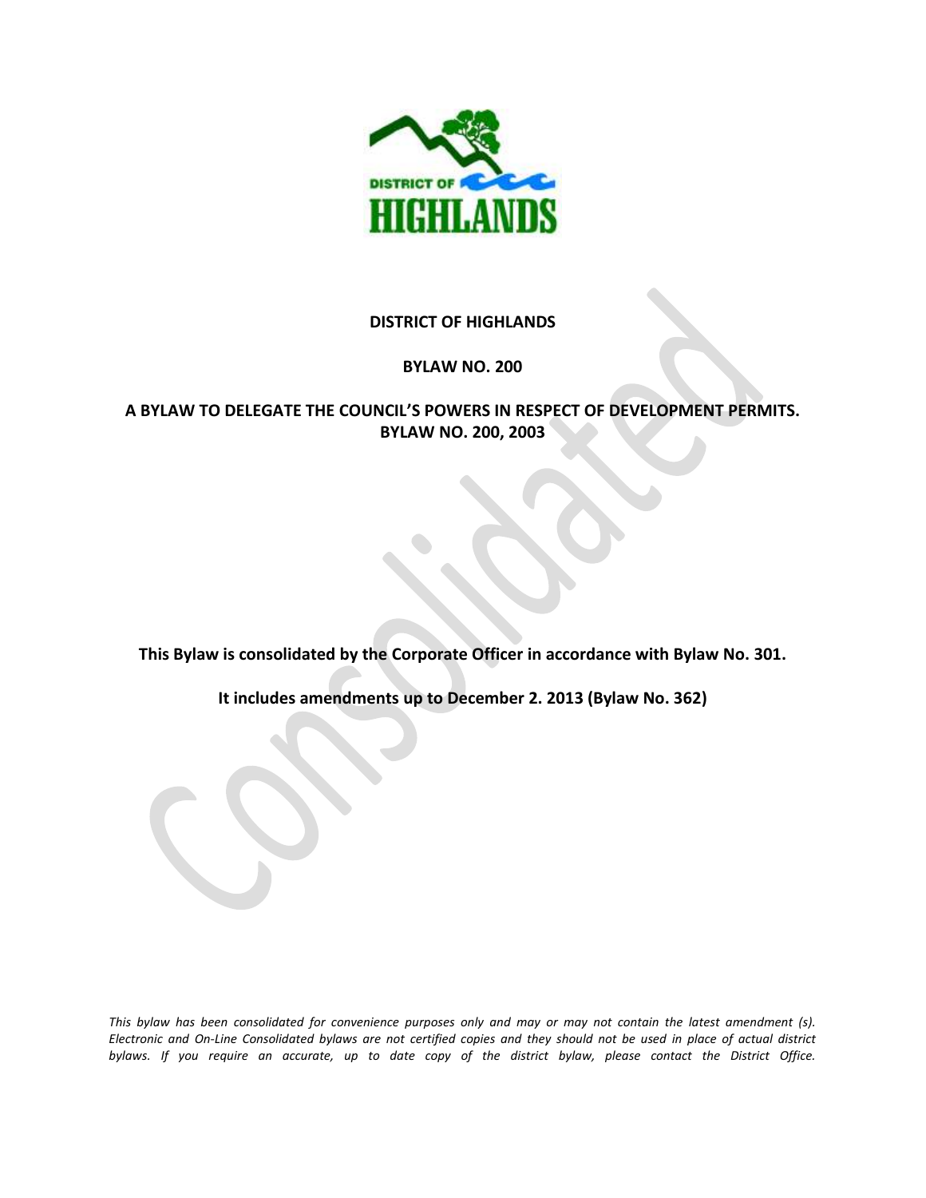# DISTRICT OF HIGHLANDS

## BYLAW NO. 200

## A BYLAW TO DELEGATE THE COUNCIL'S POWERS IN RESPECT OF DEVELOPMENT PERMITS. BYLAW NO. 200, 2003

**This Bylaw is consolidated by the Corporate Officer in accordance with Bylaw No. 301.**

**It includes amendments up to December 2. 2013 (Bylaw No. 362)**

*This bylaw has been consolidated for convenience purposes only and may or may not contain the latest amendment (s). Electronic and On-Line Consolidated bylaws are not certified copies and they should not be used in place of actual district bylaws. If you require an accurate, up to date copy of the district bylaw, please contact the District Office.*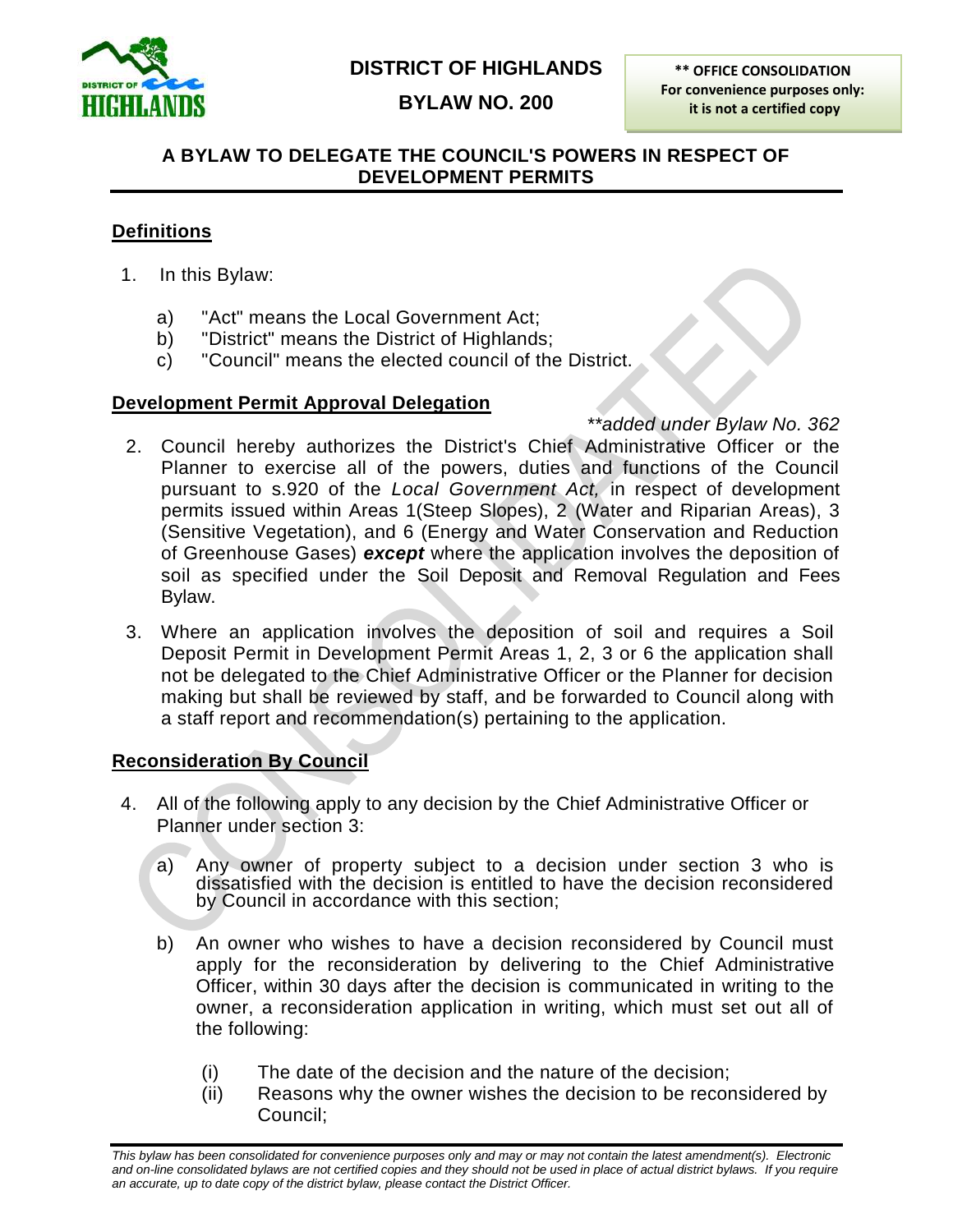# DISTRICT OF HIGHLANDS

## BYLAW NO. 200

** OFFICE CONSOLIDATION
For convenience purposes only:
it is not a certified copy

### A BYLAW TO DELEGATE THE COUNCIL'S POWERS IN RESPECT OF DEVELOPMENT PERMITS

**Definitions**

1. In this Bylaw:

   a) "Act" means the Local Government Act;
   b) "District" means the District of Highlands;
   c) "Council" means the elected council of the District.

**Development Permit Approval Delegation**

*\*\*added under Bylaw No. 362*

2. Council hereby authorizes the District's Chief Administrative Officer or the Planner to exercise all of the powers, duties and functions of the Council pursuant to s.920 of the *Local Government Act,* in respect of development permits issued within Areas 1(Steep Slopes), 2 (Water and Riparian Areas), 3 (Sensitive Vegetation), and 6 (Energy and Water Conservation and Reduction of Greenhouse Gases) ***except*** where the application involves the deposition of soil as specified under the Soil Deposit and Removal Regulation and Fees Bylaw.

3. Where an application involves the deposition of soil and requires a Soil Deposit Permit in Development Permit Areas 1, 2, 3 or 6 the application shall not be delegated to the Chief Administrative Officer or the Planner for decision making but shall be reviewed by staff, and be forwarded to Council along with a staff report and recommendation(s) pertaining to the application.

**Reconsideration By Council**

4. All of the following apply to any decision by the Chief Administrative Officer or Planner under section 3:

   a) Any owner of property subject to a decision under section 3 who is dissatisfied with the decision is entitled to have the decision reconsidered by Council in accordance with this section;

   b) An owner who wishes to have a decision reconsidered by Council must apply for the reconsideration by delivering to the Chief Administrative Officer, within 30 days after the decision is communicated in writing to the owner, a reconsideration application in writing, which must set out all of the following:

      (i) The date of the decision and the nature of the decision;
      (ii) Reasons why the owner wishes the decision to be reconsidered by Council;

*This bylaw has been consolidated for convenience purposes only and may or may not contain the latest amendment(s). Electronic and on-line consolidated bylaws are not certified copies and they should not be used in place of actual district bylaws. If you require an accurate, up to date copy of the district bylaw, please contact the District Officer.*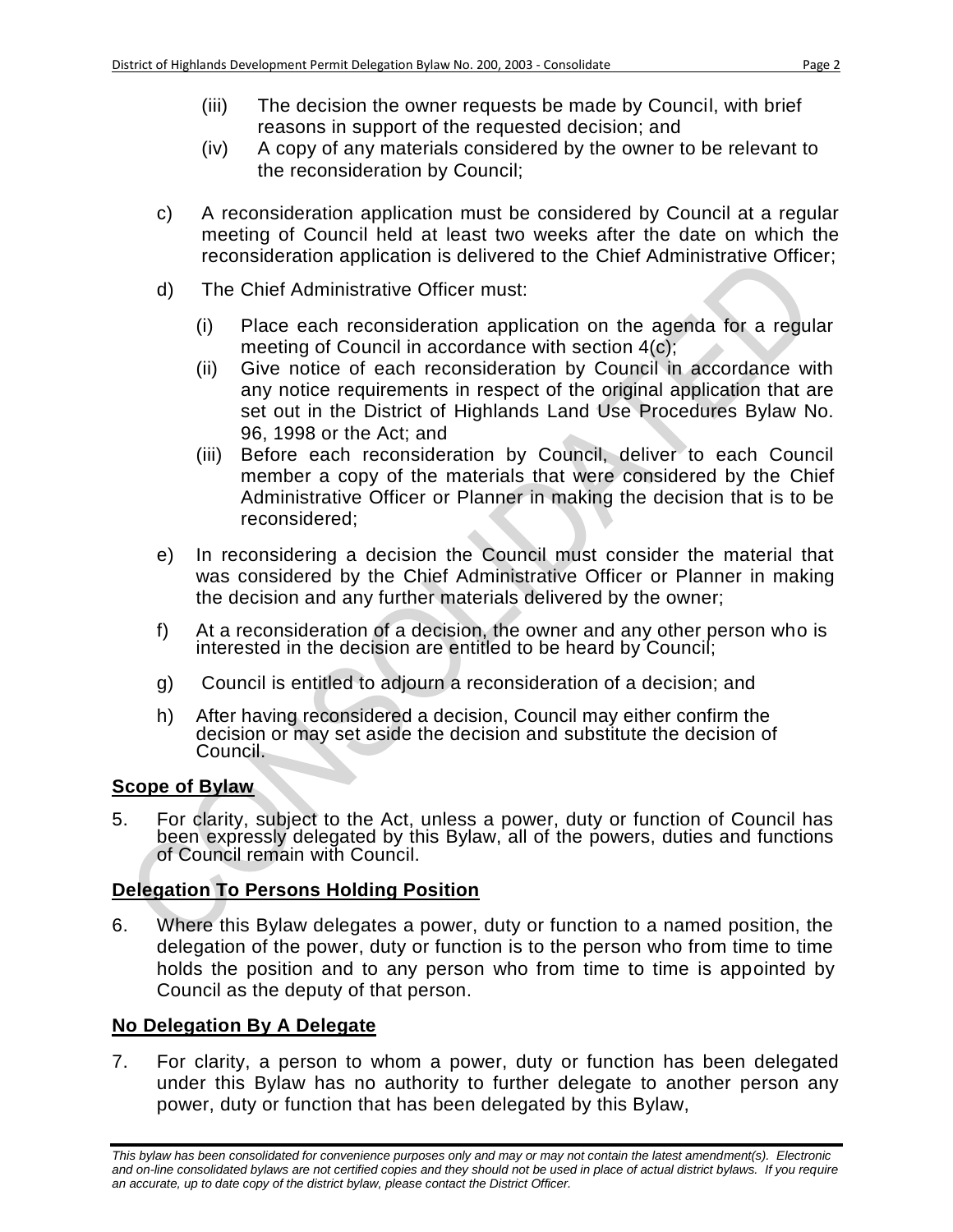(iii) The decision the owner requests be made by Council, with brief reasons in support of the requested decision; and

(iv) A copy of any materials considered by the owner to be relevant to the reconsideration by Council;

c) A reconsideration application must be considered by Council at a regular meeting of Council held at least two weeks after the date on which the reconsideration application is delivered to the Chief Administrative Officer;

d) The Chief Administrative Officer must:

   (i) Place each reconsideration application on the agenda for a regular meeting of Council in accordance with section 4(c);

   (ii) Give notice of each reconsideration by Council in accordance with any notice requirements in respect of the original application that are set out in the District of Highlands Land Use Procedures Bylaw No. 96, 1998 or the Act; and

   (iii) Before each reconsideration by Council, deliver to each Council member a copy of the materials that were considered by the Chief Administrative Officer or Planner in making the decision that is to be reconsidered;

e) In reconsidering a decision the Council must consider the material that was considered by the Chief Administrative Officer or Planner in making the decision and any further materials delivered by the owner;

f) At a reconsideration of a decision, the owner and any other person who is interested in the decision are entitled to be heard by Council;

g) Council is entitled to adjourn a reconsideration of a decision; and

h) After having reconsidered a decision, Council may either confirm the decision or may set aside the decision and substitute the decision of Council.

**Scope of Bylaw**

5. For clarity, subject to the Act, unless a power, duty or function of Council has been expressly delegated by this Bylaw, all of the powers, duties and functions of Council remain with Council.

**Delegation To Persons Holding Position**

6. Where this Bylaw delegates a power, duty or function to a named position, the delegation of the power, duty or function is to the person who from time to time holds the position and to any person who from time to time is appointed by Council as the deputy of that person.

**No Delegation By A Delegate**

7. For clarity, a person to whom a power, duty or function has been delegated under this Bylaw has no authority to further delegate to another person any power, duty or function that has been delegated by this Bylaw,

*This bylaw has been consolidated for convenience purposes only and may or may not contain the latest amendment(s). Electronic and on-line consolidated bylaws are not certified copies and they should not be used in place of actual district bylaws. If you require an accurate, up to date copy of the district bylaw, please contact the District Officer.*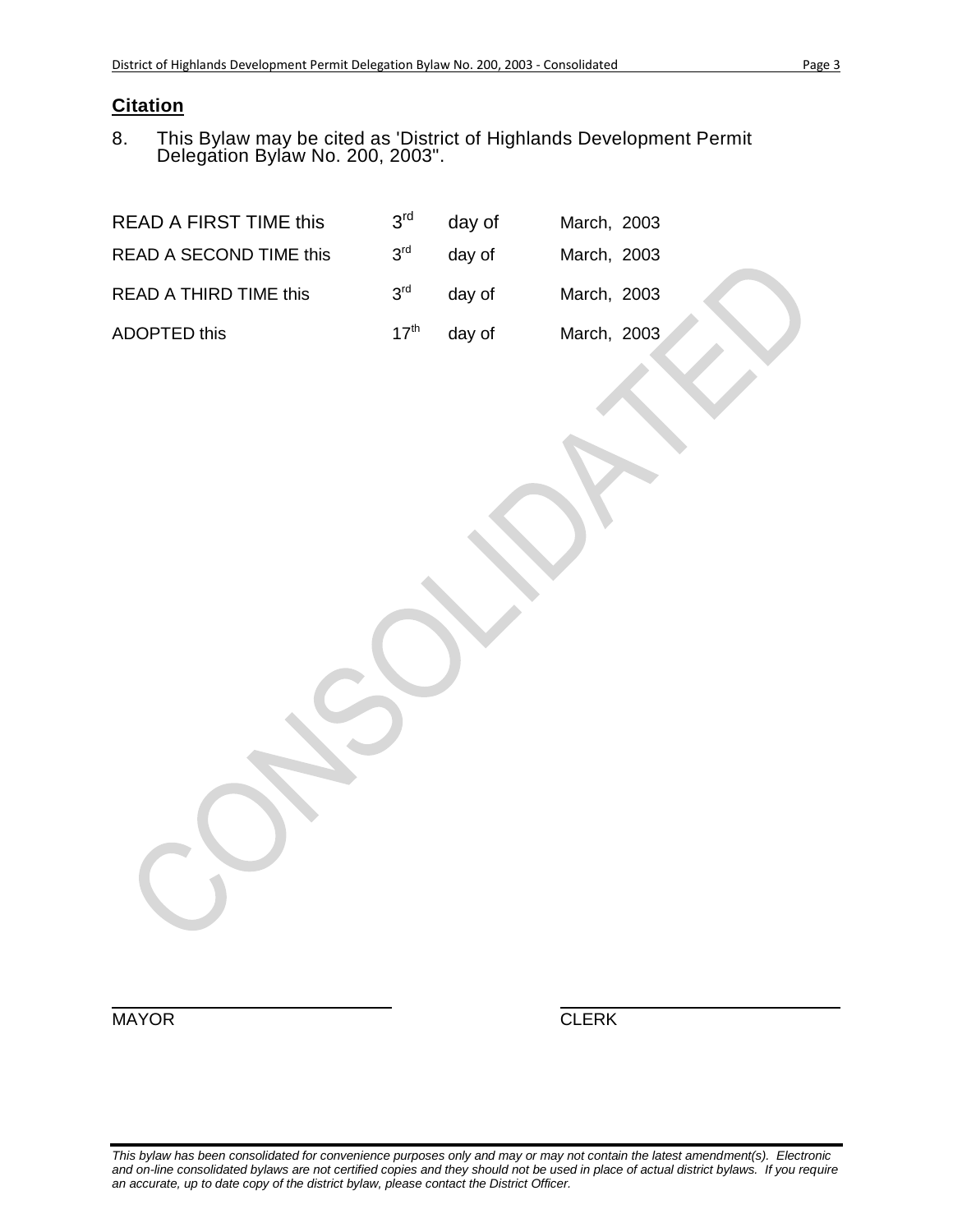## **Citation**

8. This Bylaw may be cited as 'District of Highlands Development Permit Delegation Bylaw No. 200, 2003".

| | | | |
|---|---|---|---|
| READ A FIRST TIME this | 3rd | day of | March, 2003 |
| READ A SECOND TIME this | 3rd | day of | March, 2003 |
| READ A THIRD TIME this | 3rd | day of | March, 2003 |
| ADOPTED this | 17th | day of | March, 2003 |

MAYOR

CLERK

*This bylaw has been consolidated for convenience purposes only and may or may not contain the latest amendment(s). Electronic and on-line consolidated bylaws are not certified copies and they should not be used in place of actual district bylaws. If you require an accurate, up to date copy of the district bylaw, please contact the District Officer.*